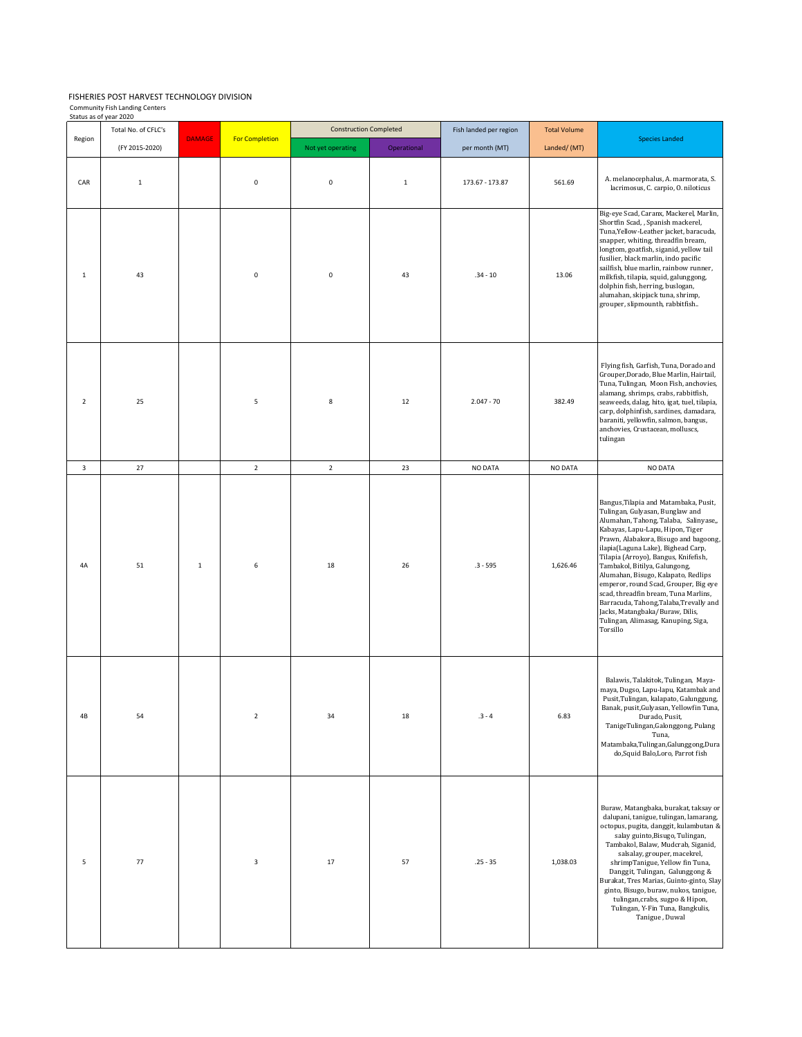FISHERIES POST HARVEST TECHNOLOGY DIVISION

Community Fish Landing Centers

Status as of year 2020

| Region | Total No. of CFLC's (FY 2015-2020) | DAMAGE | For Completion | Construction Completed | | Fish landed per region per month (MT) | Total Volume Landed/ (MT) | Species Landed |
|---|---|---|---|---|---|---|---|---|
| | | | | Not yet operating | Operational | | | |
| CAR | 1 | | 0 | 0 | 1 | 173.67 - 173.87 | 561.69 | A. melanocephalus, A. marmorata, S. lacrimosus, C. carpio, O. niloticus |
| 1 | 43 | | 0 | 0 | 43 | .34 - 10 | 13.06 | Big-eye Scad, Caranx, Mackerel, Marlin, Shortfin Scad, , Spanish mackerel, Tuna,Yellow-Leather jacket, baracuda, snapper, whiting, threadfin bream, longtom, goatfish, siganid, yellow tail fusilier, black marlin, indo pacific sailfish, blue marlin, rainbow runner, milkfish, tilapia, squid, galunggong, dolphin fish, herring, buslogan, alumahan, skipjack tuna, shrimp, grouper, slipmounth, rabbitfish.. |
| 2 | 25 | | 5 | 8 | 12 | 2.047 - 70 | 382.49 | Flying fish, Garfish, Tuna, Dorado and Grouper,Dorado, Blue Marlin, Hairtail, Tuna, Tulingan, Moon Fish, anchovies, alamang, shrimps, crabs, rabbitfish, seaweeds, dalag, hito, igat, tuel, tilapia, carp, dolphinfish, sardines, damadara, baraniti, yellowfin, salmon, bangus, anchovies, Crustacean, molluscs, tulingan |
| 3 | 27 | | 2 | 2 | 23 | NO DATA | NO DATA | NO DATA |
| 4A | 51 | 1 | 6 | 18 | 26 | .3 - 595 | 1,626.46 | Bangus,Tilapia and Matambaka, Pusit, Tulingan, Gulyasan, Bunglaw and Alumahan, Tahong, Talaba, Salinyase,, Kabayas, Lapu-Lapu, Hipon, Tiger Prawn, Alabakora, Bisugo and bagoong, ilapia(Laguna Lake), Bighead Carp, Tilapia (Arroyo), Bangus, Knifefish, Tambakol, Bitilya, Galungong, Alumahan, Bisugo, Kalapato, Redlips emperor, round Scad, Grouper, Big eye scad, threadfin bream, Tuna Marlins, Barracuda, Tahong,Talaba,Trevally and Jacks, Matangbaka/Buraw, Dilis, Tulingan, Alimasag, Kanuping, Siga, Torsillo |
| 4B | 54 | | 2 | 34 | 18 | .3 - 4 | 6.83 | Balawis, Talakitok, Tulingan, Maya-maya, Dugso, Lapu-lapu, Katambak and Pusit,Tulingan, kalapato, Galunggung, Banak, pusit,Gulyasan, Yellowfin Tuna, Durado, Pusit, TanigeTulingan,Galonggong, Pulang Tuna, Matambaka,Tulingan,Galunggong,Durado,Squid Balo,Loro, Parrot fish |
| 5 | 77 | | 3 | 17 | 57 | .25 - 35 | 1,038.03 | Buraw, Matangbaka, burakat, taksay or dalupani, tanigue, tulingan, lamarang, octopus, pugita, danggit, kulambutan & salay guinto,Bisugo, Tulingan, Tambakol, Balaw, Mudcrab, Siganid, salsalay, grouper, macekrel, shrimpTanigue, Yellow fin Tuna, Danggit, Tulingan, Galunggong & Burakat, Tres Marias, Guinto-ginto, Slay ginto, Bisugo, buraw, nukos, tanigue, tulingan,crabs, sugpo & Hipon, Tulingan, Y-Fin Tuna, Bangkulis, Tanigue , Duwal |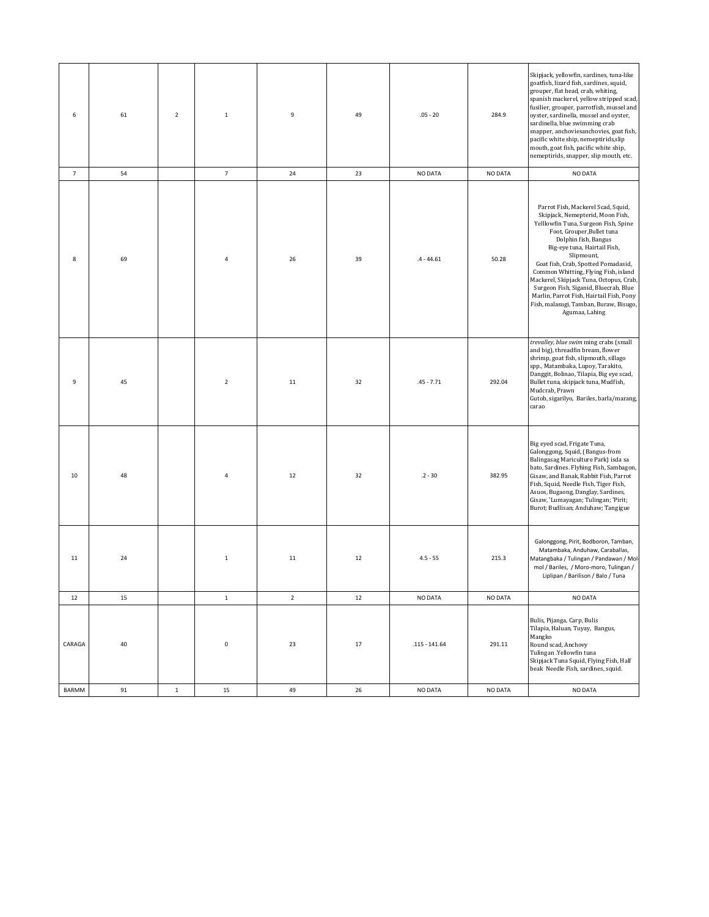| | | | | | | | | |
|---|---|---|---|---|---|---|---|---|
| 6 | 61 | 2 | 1 | 9 | 49 | .05 - 20 | 284.9 | Skipjack, yellowfin, sardines, tuna-like goatfish, lizard fish, sardines, squid, grouper, flat head, crab, whiting, spanish mackerel, yellow stripped scad, fusilier, grouper, parrotfish, mussel and oyster, sardinella, mussel and oyster, sardinella, blue swimming crab snapper, anchoviesanchovies, goat fish, pacific white ship, nemeptirids,slip mouth, goat fish, pacific white ship, nemeptirids, snapper, slip mouth, etc. |
| 7 | 54 | | 7 | 24 | 23 | NO DATA | NO DATA | NO DATA |
| 8 | 69 | | 4 | 26 | 39 | .4 - 44.61 | 50.28 | Parrot Fish, Mackerel Scad, Squid, Skipjack, Nemepterid, Moon Fish, Yelllowfin Tuna, Surgeon Fish, Spine Foot, Grouper,Bullet tuna Dolphin fish, Bangus Big-eye tuna, Hairtail Fish, Slipmount, Goat fish, Crab, Spotted Pomadasid, Common Whitting, Flying Fish, island Mackerel, Skipjack Tuna, Octopus, Crab, Surgeon Fish, Siganid, Bluecrab, Blue Marlin, Parrot Fish, Hairtail Fish, Pony Fish, malasugi, Tamban, Buraw, Bisugo, Agumaa, Lahing |
| 9 | 45 | | 2 | 11 | 32 | .45 - 7.71 | 292.04 | *trevalley, blue swim* ming crabs (small and big), threadfin bream, flower shrimp, goat fish, slipmouth, sillago spp., Matambaka, Lupoy, Tarakito, Danggit, Bolinao, Tilapia, Big eye scad, Bullet tuna, skipjack tuna, Mudfish, Mudcrab, Prawn Gutob, sigarilyo, Bariles, barla/marang, carao |
| 10 | 48 | | 4 | 12 | 32 | .2 - 30 | 382.95 | Big eyed scad, Frigate Tuna, Galonggong, Squid, (Bangus-from Balingasag Mariculture Park) isda sa bato, Sardines. Flyhing Fish, Sambagon, Gisaw, and Banak, Rabbit Fish, Parrot Fish, Squid, Needle Fish, Tiger Fish, Asuos, Bugaong, Danglay, Sardines, Gisaw, 'Lumayagan; Tulingan; 'Pirit; Burot; Budlisan; Anduhaw; Tangigue |
| 11 | 24 | | 1 | 11 | 12 | 4.5 - 55 | 215.3 | Galonggong, Pirit, Bodboron, Tamban, Matambaka, Anduhaw, Caraballas, Matangbaka / Tulingan / Pandawan / Mol-mol / Bariles, / Moro-moro, Tulingan / Liplipan / Barilison / Balo / Tuna |
| 12 | 15 | | 1 | 2 | 12 | NO DATA | NO DATA | NO DATA |
| CARAGA | 40 | | 0 | 23 | 17 | .115 - 141.64 | 291.11 | Bulis, Pijanga, Carp, Bulis Tilapia, Haluan, Tuyay, Bangus, Mangko Round scad, Anchovy Tulingan .Yellowfin tuna Skipjack Tuna Squid, Flying Fish, Half beak Needle Fish, sardines, squid. |
| BARMM | 91 | 1 | 15 | 49 | 26 | NO DATA | NO DATA | NO DATA |